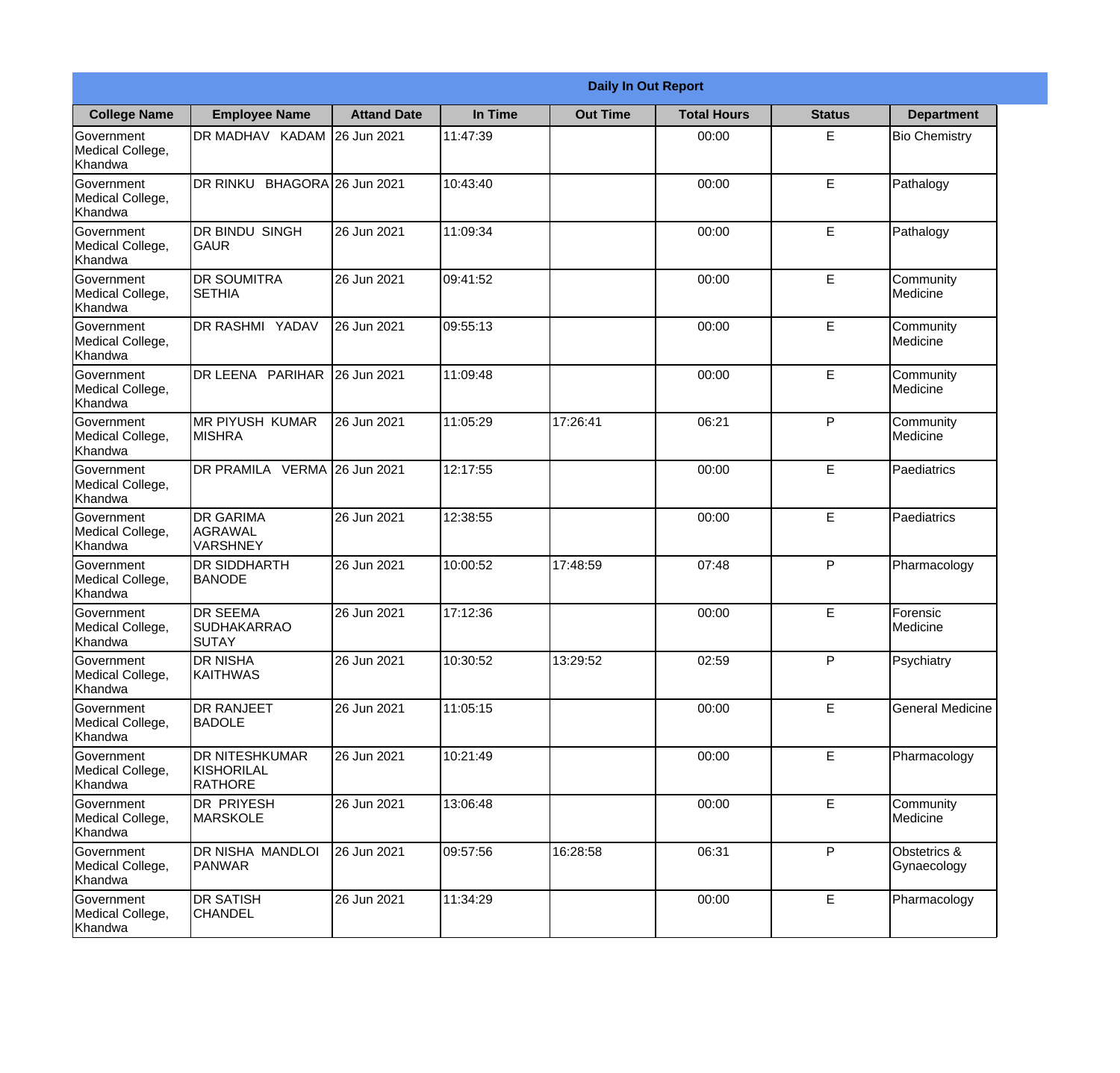**Daily In Out Report**

| College Name | Employee Name | Attand Date | In Time | Out Time | Total Hours | Status | Department |
|---|---|---|---|---|---|---|---|
| Government Medical College, Khandwa | DR MADHAV KADAM | 26 Jun 2021 | 11:47:39 | | 00:00 | E | Bio Chemistry |
| Government Medical College, Khandwa | DR RINKU BHAGORA | 26 Jun 2021 | 10:43:40 | | 00:00 | E | Pathalogy |
| Government Medical College, Khandwa | DR BINDU SINGH GAUR | 26 Jun 2021 | 11:09:34 | | 00:00 | E | Pathalogy |
| Government Medical College, Khandwa | DR SOUMITRA SETHIA | 26 Jun 2021 | 09:41:52 | | 00:00 | E | Community Medicine |
| Government Medical College, Khandwa | DR RASHMI YADAV | 26 Jun 2021 | 09:55:13 | | 00:00 | E | Community Medicine |
| Government Medical College, Khandwa | DR LEENA PARIHAR | 26 Jun 2021 | 11:09:48 | | 00:00 | E | Community Medicine |
| Government Medical College, Khandwa | MR PIYUSH KUMAR MISHRA | 26 Jun 2021 | 11:05:29 | 17:26:41 | 06:21 | P | Community Medicine |
| Government Medical College, Khandwa | DR PRAMILA VERMA | 26 Jun 2021 | 12:17:55 | | 00:00 | E | Paediatrics |
| Government Medical College, Khandwa | DR GARIMA AGRAWAL VARSHNEY | 26 Jun 2021 | 12:38:55 | | 00:00 | E | Paediatrics |
| Government Medical College, Khandwa | DR SIDDHARTH BANODE | 26 Jun 2021 | 10:00:52 | 17:48:59 | 07:48 | P | Pharmacology |
| Government Medical College, Khandwa | DR SEEMA SUDHAKARRAO SUTAY | 26 Jun 2021 | 17:12:36 | | 00:00 | E | Forensic Medicine |
| Government Medical College, Khandwa | DR NISHA KAITHWAS | 26 Jun 2021 | 10:30:52 | 13:29:52 | 02:59 | P | Psychiatry |
| Government Medical College, Khandwa | DR RANJEET BADOLE | 26 Jun 2021 | 11:05:15 | | 00:00 | E | General Medicine |
| Government Medical College, Khandwa | DR NITESHKUMAR KISHORILAL RATHORE | 26 Jun 2021 | 10:21:49 | | 00:00 | E | Pharmacology |
| Government Medical College, Khandwa | DR PRIYESH MARSKOLE | 26 Jun 2021 | 13:06:48 | | 00:00 | E | Community Medicine |
| Government Medical College, Khandwa | DR NISHA MANDLOI PANWAR | 26 Jun 2021 | 09:57:56 | 16:28:58 | 06:31 | P | Obstetrics & Gynaecology |
| Government Medical College, Khandwa | DR SATISH CHANDEL | 26 Jun 2021 | 11:34:29 | | 00:00 | E | Pharmacology |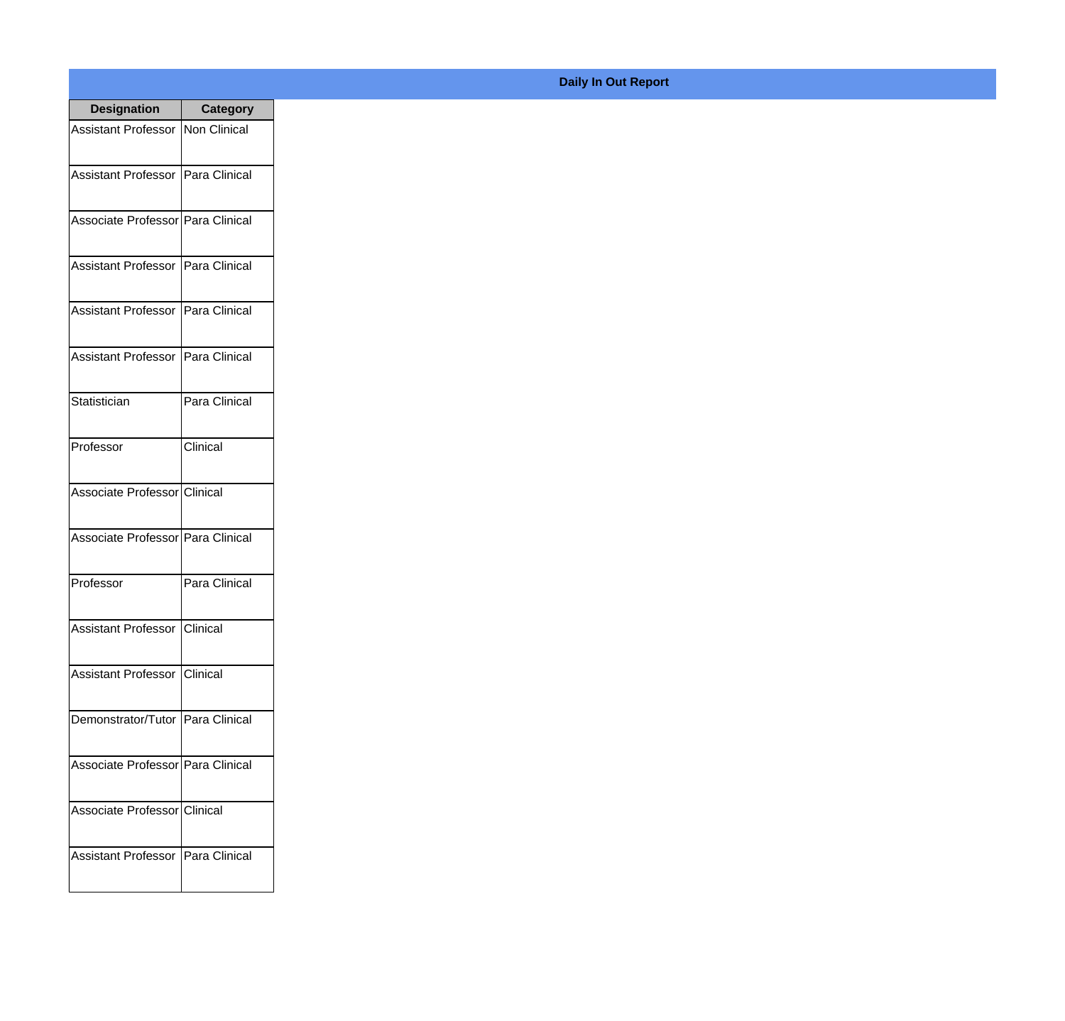**Daily In Out Report**

| Designation | Category |
|---|---|
| Assistant Professor | Non Clinical |
| Assistant Professor | Para Clinical |
| Associate Professor | Para Clinical |
| Assistant Professor | Para Clinical |
| Assistant Professor | Para Clinical |
| Assistant Professor | Para Clinical |
| Statistician | Para Clinical |
| Professor | Clinical |
| Associate Professor | Clinical |
| Associate Professor | Para Clinical |
| Professor | Para Clinical |
| Assistant Professor | Clinical |
| Assistant Professor | Clinical |
| Demonstrator/Tutor | Para Clinical |
| Associate Professor | Para Clinical |
| Associate Professor | Clinical |
| Assistant Professor | Para Clinical |